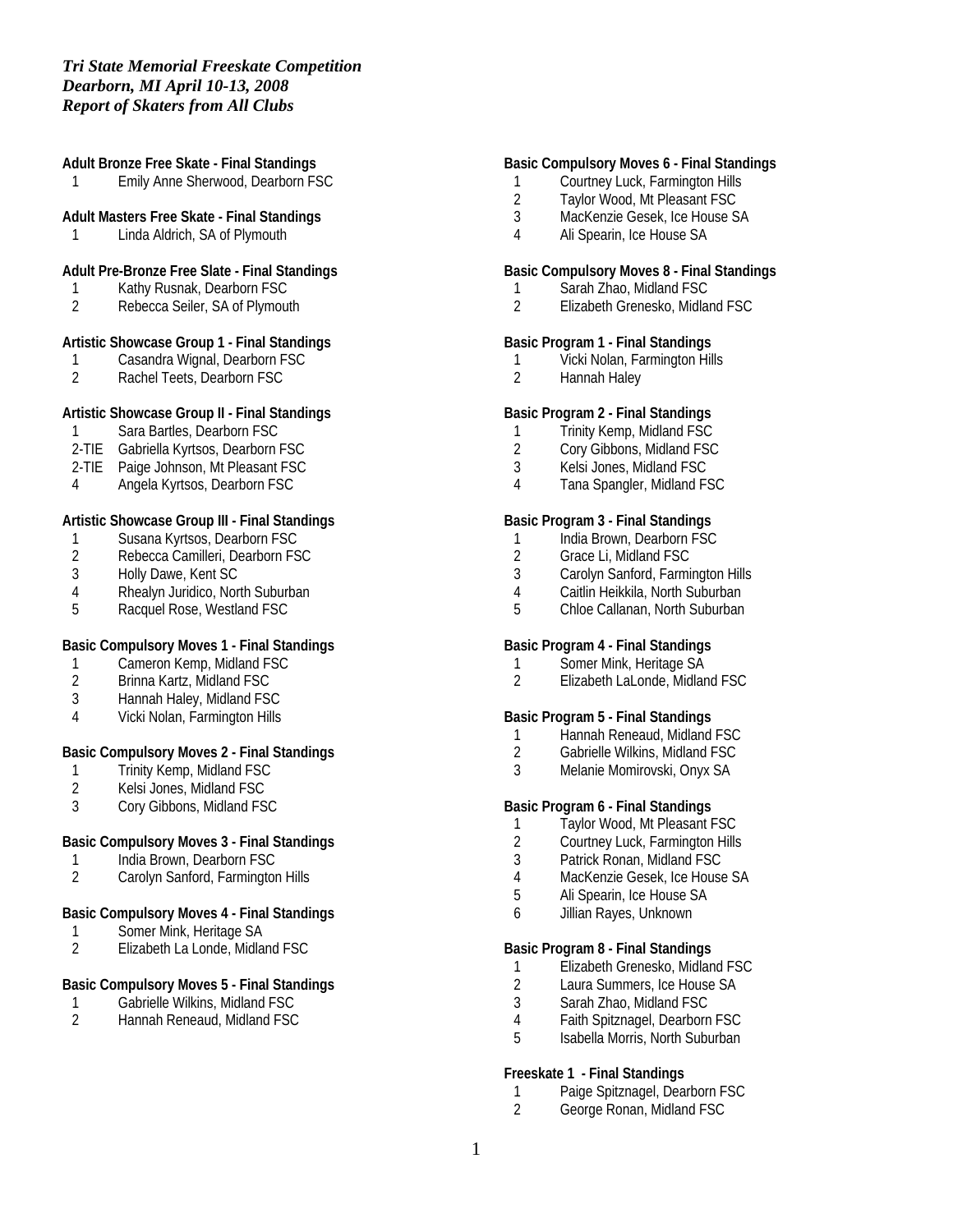*Tri State Memorial Freeskate Competition*
*Dearborn, MI April 10-13, 2008*
*Report of Skaters from All Clubs*

**Adult Bronze Free Skate - Final Standings**

1 Emily Anne Sherwood, Dearborn FSC

**Adult Masters Free Skate - Final Standings**

1 Linda Aldrich, SA of Plymouth

**Adult Pre-Bronze Free Slate - Final Standings**

1 Kathy Rusnak, Dearborn FSC
2 Rebecca Seiler, SA of Plymouth

**Artistic Showcase Group 1 - Final Standings**

1 Casandra Wignal, Dearborn FSC
2 Rachel Teets, Dearborn FSC

**Artistic Showcase Group II - Final Standings**

1 Sara Bartles, Dearborn FSC
2-TIE Gabriella Kyrtsos, Dearborn FSC
2-TIE Paige Johnson, Mt Pleasant FSC
4 Angela Kyrtsos, Dearborn FSC

**Artistic Showcase Group III - Final Standings**

1 Susana Kyrtsos, Dearborn FSC
2 Rebecca Camilleri, Dearborn FSC
3 Holly Dawe, Kent SC
4 Rhealyn Juridico, North Suburban
5 Racquel Rose, Westland FSC

**Basic Compulsory Moves 1 - Final Standings**

1 Cameron Kemp, Midland FSC
2 Brinna Kartz, Midland FSC
3 Hannah Haley, Midland FSC
4 Vicki Nolan, Farmington Hills

**Basic Compulsory Moves 2 - Final Standings**

1 Trinity Kemp, Midland FSC
2 Kelsi Jones, Midland FSC
3 Cory Gibbons, Midland FSC

**Basic Compulsory Moves 3 - Final Standings**

1 India Brown, Dearborn FSC
2 Carolyn Sanford, Farmington Hills

**Basic Compulsory Moves 4 - Final Standings**

1 Somer Mink, Heritage SA
2 Elizabeth La Londe, Midland FSC

**Basic Compulsory Moves 5 - Final Standings**

1 Gabrielle Wilkins, Midland FSC
2 Hannah Reneaud, Midland FSC

**Basic Compulsory Moves 6 - Final Standings**

1 Courtney Luck, Farmington Hills
2 Taylor Wood, Mt Pleasant FSC
3 MacKenzie Gesek, Ice House SA
4 Ali Spearin, Ice House SA

**Basic Compulsory Moves 8 - Final Standings**

1 Sarah Zhao, Midland FSC
2 Elizabeth Grenesko, Midland FSC

**Basic Program 1 - Final Standings**

1 Vicki Nolan, Farmington Hills
2 Hannah Haley

**Basic Program 2 - Final Standings**

1 Trinity Kemp, Midland FSC
2 Cory Gibbons, Midland FSC
3 Kelsi Jones, Midland FSC
4 Tana Spangler, Midland FSC

**Basic Program 3 - Final Standings**

1 India Brown, Dearborn FSC
2 Grace Li, Midland FSC
3 Carolyn Sanford, Farmington Hills
4 Caitlin Heikkila, North Suburban
5 Chloe Callanan, North Suburban

**Basic Program 4 - Final Standings**

1 Somer Mink, Heritage SA
2 Elizabeth LaLonde, Midland FSC

**Basic Program 5 - Final Standings**

1 Hannah Reneaud, Midland FSC
2 Gabrielle Wilkins, Midland FSC
3 Melanie Momirovski, Onyx SA

**Basic Program 6 - Final Standings**

1 Taylor Wood, Mt Pleasant FSC
2 Courtney Luck, Farmington Hills
3 Patrick Ronan, Midland FSC
4 MacKenzie Gesek, Ice House SA
5 Ali Spearin, Ice House SA
6 Jillian Rayes, Unknown

**Basic Program 8 - Final Standings**

1 Elizabeth Grenesko, Midland FSC
2 Laura Summers, Ice House SA
3 Sarah Zhao, Midland FSC
4 Faith Spitznagel, Dearborn FSC
5 Isabella Morris, North Suburban

**Freeskate 1 - Final Standings**

1 Paige Spitznagel, Dearborn FSC
2 George Ronan, Midland FSC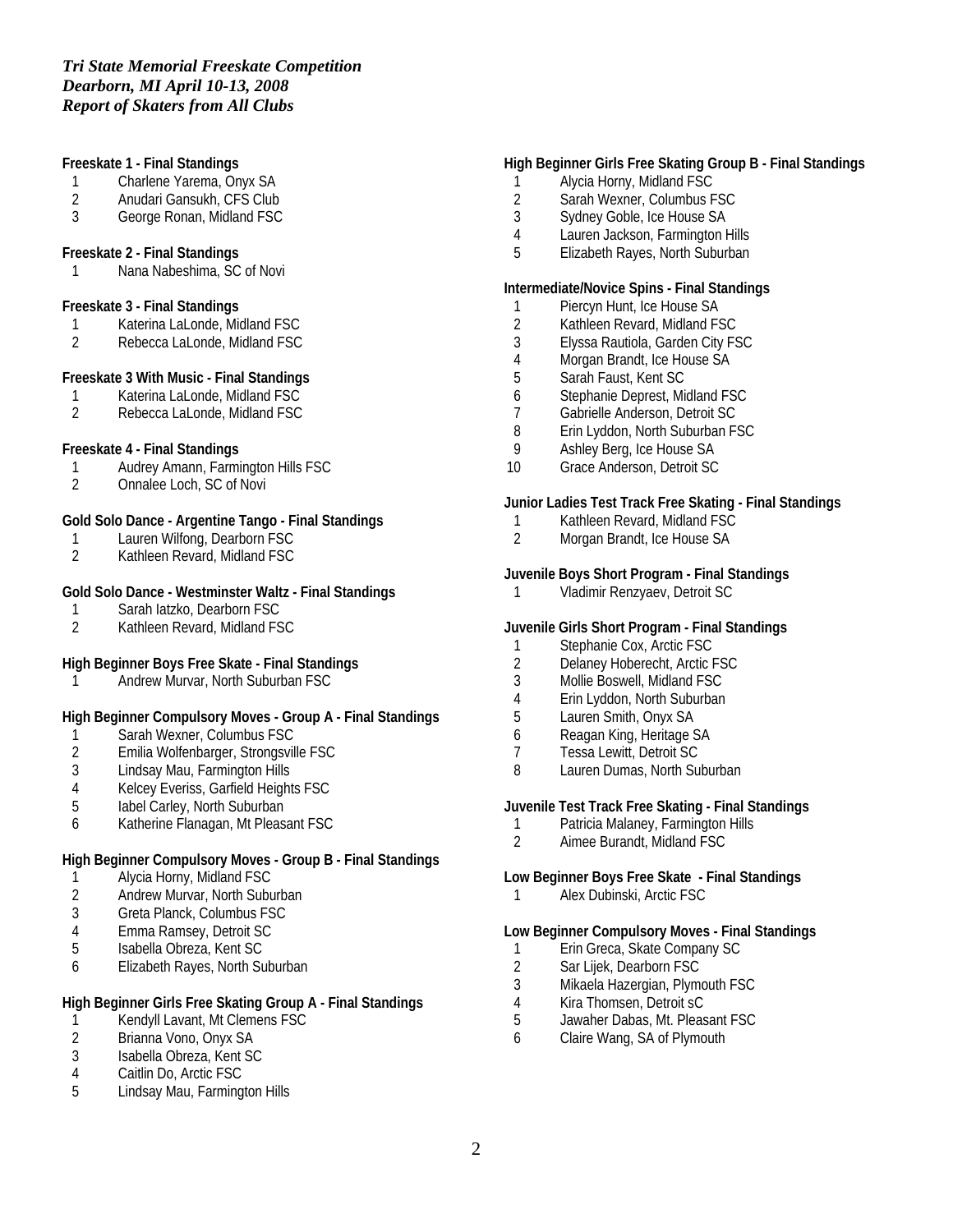*Tri State Memorial Freeskate Competition*
*Dearborn, MI April 10-13, 2008*
*Report of Skaters from All Clubs*

**Freeskate 1 - Final Standings**

1 Charlene Yarema, Onyx SA
2 Anudari Gansukh, CFS Club
3 George Ronan, Midland FSC

**Freeskate 2 - Final Standings**

1 Nana Nabeshima, SC of Novi

**Freeskate 3 - Final Standings**

1 Katerina LaLonde, Midland FSC
2 Rebecca LaLonde, Midland FSC

**Freeskate 3 With Music - Final Standings**

1 Katerina LaLonde, Midland FSC
2 Rebecca LaLonde, Midland FSC

**Freeskate 4 - Final Standings**

1 Audrey Amann, Farmington Hills FSC
2 Onnalee Loch, SC of Novi

**Gold Solo Dance - Argentine Tango - Final Standings**

1 Lauren Wilfong, Dearborn FSC
2 Kathleen Revard, Midland FSC

**Gold Solo Dance - Westminster Waltz - Final Standings**

1 Sarah Iatzko, Dearborn FSC
2 Kathleen Revard, Midland FSC

**High Beginner Boys Free Skate - Final Standings**

1 Andrew Murvar, North Suburban FSC

**High Beginner Compulsory Moves - Group A - Final Standings**

1 Sarah Wexner, Columbus FSC
2 Emilia Wolfenbarger, Strongsville FSC
3 Lindsay Mau, Farmington Hills
4 Kelcey Everiss, Garfield Heights FSC
5 Iabel Carley, North Suburban
6 Katherine Flanagan, Mt Pleasant FSC

**High Beginner Compulsory Moves - Group B - Final Standings**

1 Alycia Horny, Midland FSC
2 Andrew Murvar, North Suburban
3 Greta Planck, Columbus FSC
4 Emma Ramsey, Detroit SC
5 Isabella Obreza, Kent SC
6 Elizabeth Rayes, North Suburban

**High Beginner Girls Free Skating Group A - Final Standings**

1 Kendyll Lavant, Mt Clemens FSC
2 Brianna Vono, Onyx SA
3 Isabella Obreza, Kent SC
4 Caitlin Do, Arctic FSC
5 Lindsay Mau, Farmington Hills

**High Beginner Girls Free Skating Group B - Final Standings**

1 Alycia Horny, Midland FSC
2 Sarah Wexner, Columbus FSC
3 Sydney Goble, Ice House SA
4 Lauren Jackson, Farmington Hills
5 Elizabeth Rayes, North Suburban

**Intermediate/Novice Spins - Final Standings**

1 Piercyn Hunt, Ice House SA
2 Kathleen Revard, Midland FSC
3 Elyssa Rautiola, Garden City FSC
4 Morgan Brandt, Ice House SA
5 Sarah Faust, Kent SC
6 Stephanie Deprest, Midland FSC
7 Gabrielle Anderson, Detroit SC
8 Erin Lyddon, North Suburban FSC
9 Ashley Berg, Ice House SA
10 Grace Anderson, Detroit SC

**Junior Ladies Test Track Free Skating - Final Standings**

1 Kathleen Revard, Midland FSC
2 Morgan Brandt, Ice House SA

**Juvenile Boys Short Program - Final Standings**

1 Vladimir Renzyaev, Detroit SC

**Juvenile Girls Short Program - Final Standings**

1 Stephanie Cox, Arctic FSC
2 Delaney Hoberecht, Arctic FSC
3 Mollie Boswell, Midland FSC
4 Erin Lyddon, North Suburban
5 Lauren Smith, Onyx SA
6 Reagan King, Heritage SA
7 Tessa Lewitt, Detroit SC
8 Lauren Dumas, North Suburban

**Juvenile Test Track Free Skating - Final Standings**

1 Patricia Malaney, Farmington Hills
2 Aimee Burandt, Midland FSC

**Low Beginner Boys Free Skate - Final Standings**

1 Alex Dubinski, Arctic FSC

**Low Beginner Compulsory Moves - Final Standings**

1 Erin Greca, Skate Company SC
2 Sar Lijek, Dearborn FSC
3 Mikaela Hazergian, Plymouth FSC
4 Kira Thomsen, Detroit sC
5 Jawaher Dabas, Mt. Pleasant FSC
6 Claire Wang, SA of Plymouth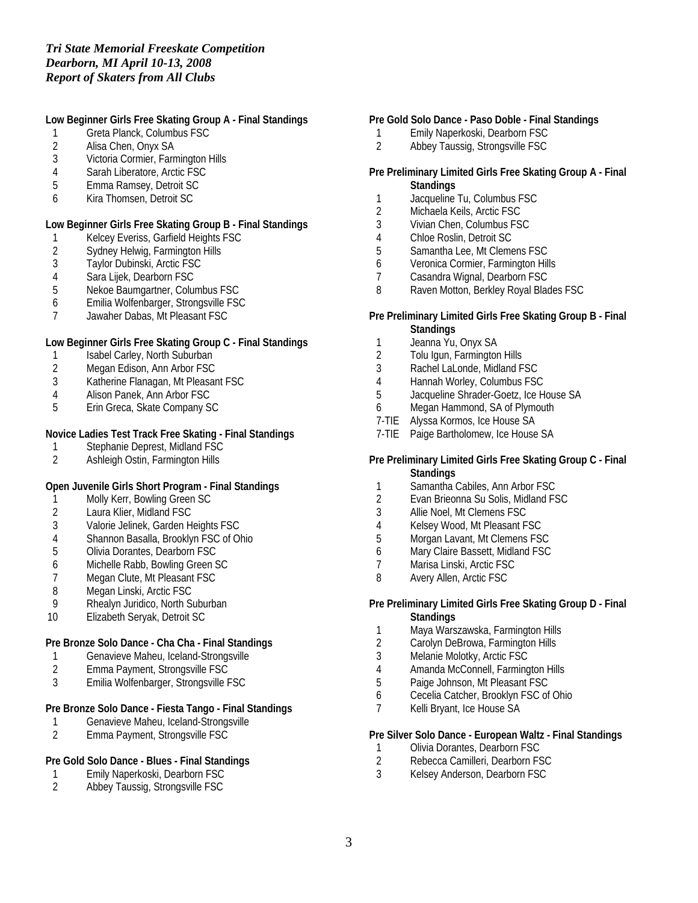*Tri State Memorial Freeskate Competition*
*Dearborn, MI April 10-13, 2008*
*Report of Skaters from All Clubs*

**Low Beginner Girls Free Skating Group A - Final Standings**

1 Greta Planck, Columbus FSC
2 Alisa Chen, Onyx SA
3 Victoria Cormier, Farmington Hills
4 Sarah Liberatore, Arctic FSC
5 Emma Ramsey, Detroit SC
6 Kira Thomsen, Detroit SC

**Low Beginner Girls Free Skating Group B - Final Standings**

1 Kelcey Everiss, Garfield Heights FSC
2 Sydney Helwig, Farmington Hills
3 Taylor Dubinski, Arctic FSC
4 Sara Lijek, Dearborn FSC
5 Nekoe Baumgartner, Columbus FSC
6 Emilia Wolfenbarger, Strongsville FSC
7 Jawaher Dabas, Mt Pleasant FSC

**Low Beginner Girls Free Skating Group C - Final Standings**

1 Isabel Carley, North Suburban
2 Megan Edison, Ann Arbor FSC
3 Katherine Flanagan, Mt Pleasant FSC
4 Alison Panek, Ann Arbor FSC
5 Erin Greca, Skate Company SC

**Novice Ladies Test Track Free Skating - Final Standings**

1 Stephanie Deprest, Midland FSC
2 Ashleigh Ostin, Farmington Hills

**Open Juvenile Girls Short Program - Final Standings**

1 Molly Kerr, Bowling Green SC
2 Laura Klier, Midland FSC
3 Valorie Jelinek, Garden Heights FSC
4 Shannon Basalla, Brooklyn FSC of Ohio
5 Olivia Dorantes, Dearborn FSC
6 Michelle Rabb, Bowling Green SC
7 Megan Clute, Mt Pleasant FSC
8 Megan Linski, Arctic FSC
9 Rhealyn Juridico, North Suburban
10 Elizabeth Seryak, Detroit SC

**Pre Bronze Solo Dance - Cha Cha - Final Standings**

1 Genavieve Maheu, Iceland-Strongsville
2 Emma Payment, Strongsville FSC
3 Emilia Wolfenbarger, Strongsville FSC

**Pre Bronze Solo Dance - Fiesta Tango - Final Standings**

1 Genavieve Maheu, Iceland-Strongsville
2 Emma Payment, Strongsville FSC

**Pre Gold Solo Dance - Blues - Final Standings**

1 Emily Naperkoski, Dearborn FSC
2 Abbey Taussig, Strongsville FSC

**Pre Gold Solo Dance - Paso Doble - Final Standings**

1 Emily Naperkoski, Dearborn FSC
2 Abbey Taussig, Strongsville FSC

**Pre Preliminary Limited Girls Free Skating Group A - Final Standings**

1 Jacqueline Tu, Columbus FSC
2 Michaela Keils, Arctic FSC
3 Vivian Chen, Columbus FSC
4 Chloe Roslin, Detroit SC
5 Samantha Lee, Mt Clemens FSC
6 Veronica Cormier, Farmington Hills
7 Casandra Wignal, Dearborn FSC
8 Raven Motton, Berkley Royal Blades FSC

**Pre Preliminary Limited Girls Free Skating Group B - Final Standings**

1 Jeanna Yu, Onyx SA
2 Tolu Igun, Farmington Hills
3 Rachel LaLonde, Midland FSC
4 Hannah Worley, Columbus FSC
5 Jacqueline Shrader-Goetz, Ice House SA
6 Megan Hammond, SA of Plymouth
7-TIE Alyssa Kormos, Ice House SA
7-TIE Paige Bartholomew, Ice House SA

**Pre Preliminary Limited Girls Free Skating Group C - Final Standings**

1 Samantha Cabiles, Ann Arbor FSC
2 Evan Brieonna Su Solis, Midland FSC
3 Allie Noel, Mt Clemens FSC
4 Kelsey Wood, Mt Pleasant FSC
5 Morgan Lavant, Mt Clemens FSC
6 Mary Claire Bassett, Midland FSC
7 Marisa Linski, Arctic FSC
8 Avery Allen, Arctic FSC

**Pre Preliminary Limited Girls Free Skating Group D - Final Standings**

1 Maya Warszawska, Farmington Hills
2 Carolyn DeBrowa, Farmington Hills
3 Melanie Molotky, Arctic FSC
4 Amanda McConnell, Farmington Hills
5 Paige Johnson, Mt Pleasant FSC
6 Cecelia Catcher, Brooklyn FSC of Ohio
7 Kelli Bryant, Ice House SA

**Pre Silver Solo Dance - European Waltz - Final Standings**

1 Olivia Dorantes, Dearborn FSC
2 Rebecca Camilleri, Dearborn FSC
3 Kelsey Anderson, Dearborn FSC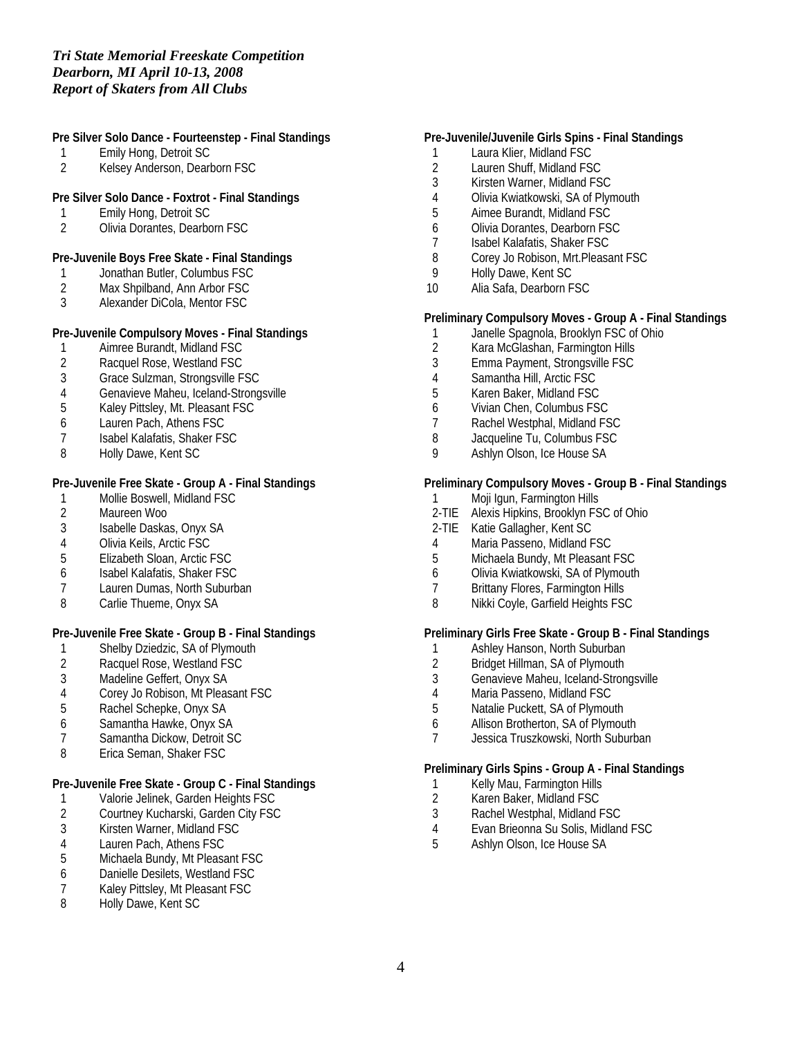*Tri State Memorial Freeskate Competition*
*Dearborn, MI April 10-13, 2008*
*Report of Skaters from All Clubs*

**Pre Silver Solo Dance - Fourteenstep - Final Standings**

1 Emily Hong, Detroit SC
2 Kelsey Anderson, Dearborn FSC

**Pre Silver Solo Dance - Foxtrot - Final Standings**

1 Emily Hong, Detroit SC
2 Olivia Dorantes, Dearborn FSC

**Pre-Juvenile Boys Free Skate - Final Standings**

1 Jonathan Butler, Columbus FSC
2 Max Shpilband, Ann Arbor FSC
3 Alexander DiCola, Mentor FSC

**Pre-Juvenile Compulsory Moves - Final Standings**

1 Aimree Burandt, Midland FSC
2 Racquel Rose, Westland FSC
3 Grace Sulzman, Strongsville FSC
4 Genavieve Maheu, Iceland-Strongsville
5 Kaley Pittsley, Mt. Pleasant FSC
6 Lauren Pach, Athens FSC
7 Isabel Kalafatis, Shaker FSC
8 Holly Dawe, Kent SC

**Pre-Juvenile Free Skate - Group A - Final Standings**

1 Mollie Boswell, Midland FSC
2 Maureen Woo
3 Isabelle Daskas, Onyx SA
4 Olivia Keils, Arctic FSC
5 Elizabeth Sloan, Arctic FSC
6 Isabel Kalafatis, Shaker FSC
7 Lauren Dumas, North Suburban
8 Carlie Thueme, Onyx SA

**Pre-Juvenile Free Skate - Group B - Final Standings**

1 Shelby Dziedzic, SA of Plymouth
2 Racquel Rose, Westland FSC
3 Madeline Geffert, Onyx SA
4 Corey Jo Robison, Mt Pleasant FSC
5 Rachel Schepke, Onyx SA
6 Samantha Hawke, Onyx SA
7 Samantha Dickow, Detroit SC
8 Erica Seman, Shaker FSC

**Pre-Juvenile Free Skate - Group C - Final Standings**

1 Valorie Jelinek, Garden Heights FSC
2 Courtney Kucharski, Garden City FSC
3 Kirsten Warner, Midland FSC
4 Lauren Pach, Athens FSC
5 Michaela Bundy, Mt Pleasant FSC
6 Danielle Desilets, Westland FSC
7 Kaley Pittsley, Mt Pleasant FSC
8 Holly Dawe, Kent SC

**Pre-Juvenile/Juvenile Girls Spins - Final Standings**

1 Laura Klier, Midland FSC
2 Lauren Shuff, Midland FSC
3 Kirsten Warner, Midland FSC
4 Olivia Kwiatkowski, SA of Plymouth
5 Aimee Burandt, Midland FSC
6 Olivia Dorantes, Dearborn FSC
7 Isabel Kalafatis, Shaker FSC
8 Corey Jo Robison, Mrt.Pleasant FSC
9 Holly Dawe, Kent SC
10 Alia Safa, Dearborn FSC

**Preliminary Compulsory Moves - Group A - Final Standings**

1 Janelle Spagnola, Brooklyn FSC of Ohio
2 Kara McGlashan, Farmington Hills
3 Emma Payment, Strongsville FSC
4 Samantha Hill, Arctic FSC
5 Karen Baker, Midland FSC
6 Vivian Chen, Columbus FSC
7 Rachel Westphal, Midland FSC
8 Jacqueline Tu, Columbus FSC
9 Ashlyn Olson, Ice House SA

**Preliminary Compulsory Moves - Group B - Final Standings**

1 Moji Igun, Farmington Hills
2-TIE Alexis Hipkins, Brooklyn FSC of Ohio
2-TIE Katie Gallagher, Kent SC
4 Maria Passeno, Midland FSC
5 Michaela Bundy, Mt Pleasant FSC
6 Olivia Kwiatkowski, SA of Plymouth
7 Brittany Flores, Farmington Hills
8 Nikki Coyle, Garfield Heights FSC

**Preliminary Girls Free Skate - Group B - Final Standings**

1 Ashley Hanson, North Suburban
2 Bridget Hillman, SA of Plymouth
3 Genavieve Maheu, Iceland-Strongsville
4 Maria Passeno, Midland FSC
5 Natalie Puckett, SA of Plymouth
6 Allison Brotherton, SA of Plymouth
7 Jessica Truszkowski, North Suburban

**Preliminary Girls Spins - Group A - Final Standings**

1 Kelly Mau, Farmington Hills
2 Karen Baker, Midland FSC
3 Rachel Westphal, Midland FSC
4 Evan Brieonna Su Solis, Midland FSC
5 Ashlyn Olson, Ice House SA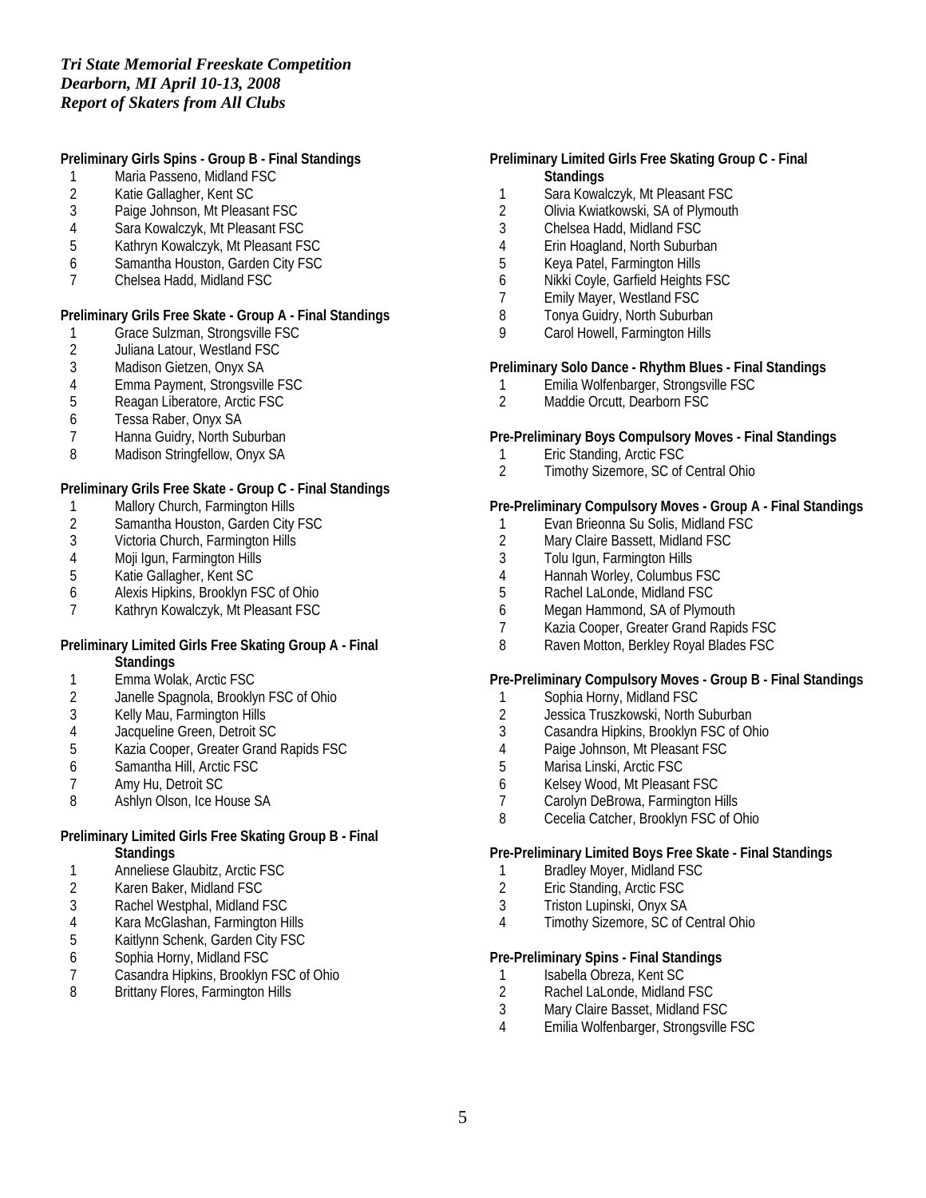*Tri State Memorial Freeskate Competition*
*Dearborn, MI April 10-13, 2008*
*Report of Skaters from All Clubs*

**Preliminary Girls Spins - Group B - Final Standings**

1. Maria Passeno, Midland FSC
2. Katie Gallagher, Kent SC
3. Paige Johnson, Mt Pleasant FSC
4. Sara Kowalczyk, Mt Pleasant FSC
5. Kathryn Kowalczyk, Mt Pleasant FSC
6. Samantha Houston, Garden City FSC
7. Chelsea Hadd, Midland FSC

**Preliminary Grils Free Skate - Group A - Final Standings**

1. Grace Sulzman, Strongsville FSC
2. Juliana Latour, Westland FSC
3. Madison Gietzen, Onyx SA
4. Emma Payment, Strongsville FSC
5. Reagan Liberatore, Arctic FSC
6. Tessa Raber, Onyx SA
7. Hanna Guidry, North Suburban
8. Madison Stringfellow, Onyx SA

**Preliminary Grils Free Skate - Group C - Final Standings**

1. Mallory Church, Farmington Hills
2. Samantha Houston, Garden City FSC
3. Victoria Church, Farmington Hills
4. Moji Igun, Farmington Hills
5. Katie Gallagher, Kent SC
6. Alexis Hipkins, Brooklyn FSC of Ohio
7. Kathryn Kowalczyk, Mt Pleasant FSC

**Preliminary Limited Girls Free Skating Group A - Final Standings**

1. Emma Wolak, Arctic FSC
2. Janelle Spagnola, Brooklyn FSC of Ohio
3. Kelly Mau, Farmington Hills
4. Jacqueline Green, Detroit SC
5. Kazia Cooper, Greater Grand Rapids FSC
6. Samantha Hill, Arctic FSC
7. Amy Hu, Detroit SC
8. Ashlyn Olson, Ice House SA

**Preliminary Limited Girls Free Skating Group B - Final Standings**

1. Anneliese Glaubitz, Arctic FSC
2. Karen Baker, Midland FSC
3. Rachel Westphal, Midland FSC
4. Kara McGlashan, Farmington Hills
5. Kaitlynn Schenk, Garden City FSC
6. Sophia Horny, Midland FSC
7. Casandra Hipkins, Brooklyn FSC of Ohio
8. Brittany Flores, Farmington Hills

**Preliminary Limited Girls Free Skating Group C - Final Standings**

1. Sara Kowalczyk, Mt Pleasant FSC
2. Olivia Kwiatkowski, SA of Plymouth
3. Chelsea Hadd, Midland FSC
4. Erin Hoagland, North Suburban
5. Keya Patel, Farmington Hills
6. Nikki Coyle, Garfield Heights FSC
7. Emily Mayer, Westland FSC
8. Tonya Guidry, North Suburban
9. Carol Howell, Farmington Hills

**Preliminary Solo Dance - Rhythm Blues - Final Standings**

1. Emilia Wolfenbarger, Strongsville FSC
2. Maddie Orcutt, Dearborn FSC

**Pre-Preliminary Boys Compulsory Moves - Final Standings**

1. Eric Standing, Arctic FSC
2. Timothy Sizemore, SC of Central Ohio

**Pre-Preliminary Compulsory Moves - Group A - Final Standings**

1. Evan Brieonna Su Solis, Midland FSC
2. Mary Claire Bassett, Midland FSC
3. Tolu Igun, Farmington Hills
4. Hannah Worley, Columbus FSC
5. Rachel LaLonde, Midland FSC
6. Megan Hammond, SA of Plymouth
7. Kazia Cooper, Greater Grand Rapids FSC
8. Raven Motton, Berkley Royal Blades FSC

**Pre-Preliminary Compulsory Moves - Group B - Final Standings**

1. Sophia Horny, Midland FSC
2. Jessica Truszkowski, North Suburban
3. Casandra Hipkins, Brooklyn FSC of Ohio
4. Paige Johnson, Mt Pleasant FSC
5. Marisa Linski, Arctic FSC
6. Kelsey Wood, Mt Pleasant FSC
7. Carolyn DeBrowa, Farmington Hills
8. Cecelia Catcher, Brooklyn FSC of Ohio

**Pre-Preliminary Limited Boys Free Skate - Final Standings**

1. Bradley Moyer, Midland FSC
2. Eric Standing, Arctic FSC
3. Triston Lupinski, Onyx SA
4. Timothy Sizemore, SC of Central Ohio

**Pre-Preliminary Spins - Final Standings**

1. Isabella Obreza, Kent SC
2. Rachel LaLonde, Midland FSC
3. Mary Claire Basset, Midland FSC
4. Emilia Wolfenbarger, Strongsville FSC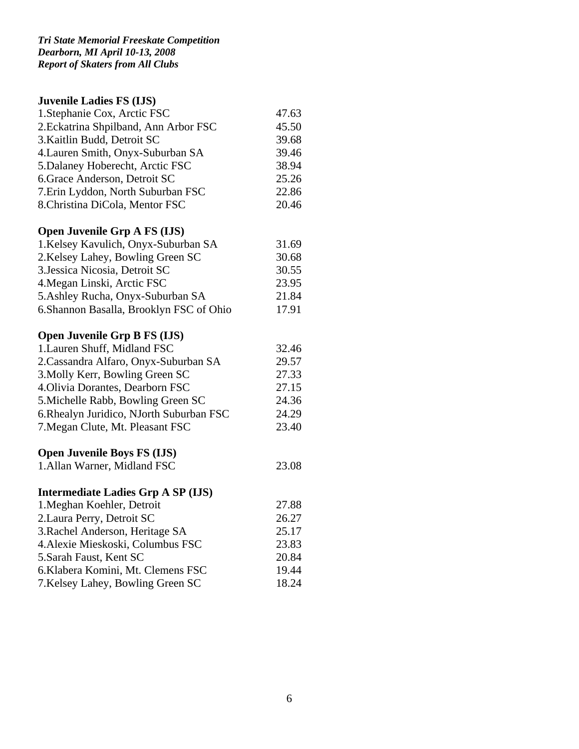*Tri State Memorial Freeskate Competition*
*Dearborn, MI April 10-13, 2008*
*Report of Skaters from All Clubs*

**Juvenile Ladies FS (IJS)**

| | |
|---|---|
| 1.Stephanie Cox, Arctic FSC | 47.63 |
| 2.Eckatrina Shpilband, Ann Arbor FSC | 45.50 |
| 3.Kaitlin Budd, Detroit SC | 39.68 |
| 4.Lauren Smith, Onyx-Suburban SA | 39.46 |
| 5.Dalaney Hoberecht, Arctic FSC | 38.94 |
| 6.Grace Anderson, Detroit SC | 25.26 |
| 7.Erin Lyddon, North Suburban FSC | 22.86 |
| 8.Christina DiCola, Mentor FSC | 20.46 |

**Open Juvenile Grp A FS (IJS)**

| | |
|---|---|
| 1.Kelsey Kavulich, Onyx-Suburban SA | 31.69 |
| 2.Kelsey Lahey, Bowling Green SC | 30.68 |
| 3.Jessica Nicosia, Detroit SC | 30.55 |
| 4.Megan Linski, Arctic FSC | 23.95 |
| 5.Ashley Rucha, Onyx-Suburban SA | 21.84 |
| 6.Shannon Basalla, Brooklyn FSC of Ohio | 17.91 |

**Open Juvenile Grp B FS (IJS)**

| | |
|---|---|
| 1.Lauren Shuff, Midland FSC | 32.46 |
| 2.Cassandra Alfaro, Onyx-Suburban SA | 29.57 |
| 3.Molly Kerr, Bowling Green SC | 27.33 |
| 4.Olivia Dorantes, Dearborn FSC | 27.15 |
| 5.Michelle Rabb, Bowling Green SC | 24.36 |
| 6.Rhealyn Juridico, NJorth Suburban FSC | 24.29 |
| 7.Megan Clute, Mt. Pleasant FSC | 23.40 |

**Open Juvenile Boys FS (IJS)**

| | |
|---|---|
| 1.Allan Warner, Midland FSC | 23.08 |

**Intermediate Ladies Grp A SP (IJS)**

| | |
|---|---|
| 1.Meghan Koehler, Detroit | 27.88 |
| 2.Laura Perry, Detroit SC | 26.27 |
| 3.Rachel Anderson, Heritage SA | 25.17 |
| 4.Alexie Mieskoski, Columbus FSC | 23.83 |
| 5.Sarah Faust, Kent SC | 20.84 |
| 6.Klabera Komini, Mt. Clemens FSC | 19.44 |
| 7.Kelsey Lahey, Bowling Green SC | 18.24 |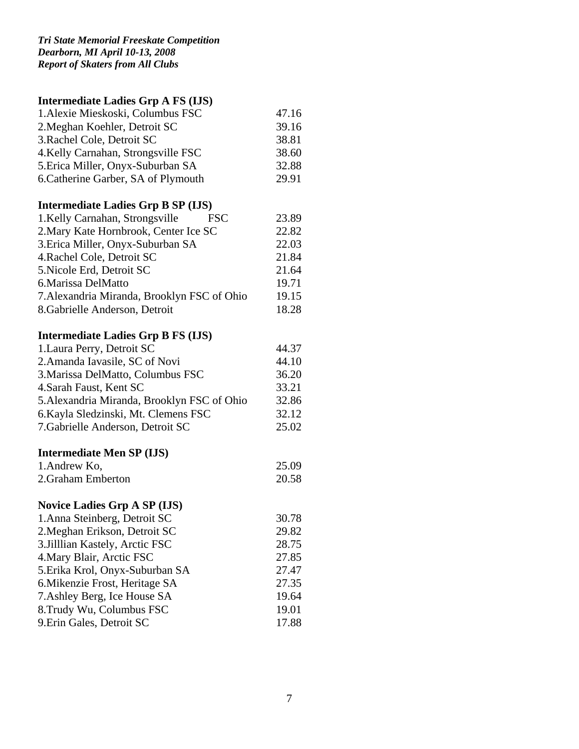***Tri State Memorial Freeskate Competition***
***Dearborn, MI April 10-13, 2008***
***Report of Skaters from All Clubs***

**Intermediate Ladies Grp A FS (IJS)**

| | |
|---|---|
| 1.Alexie Mieskoski, Columbus FSC | 47.16 |
| 2.Meghan Koehler, Detroit SC | 39.16 |
| 3.Rachel Cole, Detroit SC | 38.81 |
| 4.Kelly Carnahan, Strongsville FSC | 38.60 |
| 5.Erica Miller, Onyx-Suburban SA | 32.88 |
| 6.Catherine Garber, SA of Plymouth | 29.91 |

**Intermediate Ladies Grp B SP (IJS)**

| | |
|---|---|
| 1.Kelly Carnahan, Strongsville FSC | 23.89 |
| 2.Mary Kate Hornbrook, Center Ice SC | 22.82 |
| 3.Erica Miller, Onyx-Suburban SA | 22.03 |
| 4.Rachel Cole, Detroit SC | 21.84 |
| 5.Nicole Erd, Detroit SC | 21.64 |
| 6.Marissa DelMatto | 19.71 |
| 7.Alexandria Miranda, Brooklyn FSC of Ohio | 19.15 |
| 8.Gabrielle Anderson, Detroit | 18.28 |

**Intermediate Ladies Grp B FS (IJS)**

| | |
|---|---|
| 1.Laura Perry, Detroit SC | 44.37 |
| 2.Amanda Iavasile, SC of Novi | 44.10 |
| 3.Marissa DelMatto, Columbus FSC | 36.20 |
| 4.Sarah Faust, Kent SC | 33.21 |
| 5.Alexandria Miranda, Brooklyn FSC of Ohio | 32.86 |
| 6.Kayla Sledzinski, Mt. Clemens FSC | 32.12 |
| 7.Gabrielle Anderson, Detroit SC | 25.02 |

**Intermediate Men SP (IJS)**

| | |
|---|---|
| 1.Andrew Ko, | 25.09 |
| 2.Graham Emberton | 20.58 |

**Novice Ladies Grp A SP (IJS)**

| | |
|---|---|
| 1.Anna Steinberg, Detroit SC | 30.78 |
| 2.Meghan Erikson, Detroit SC | 29.82 |
| 3.Jilllian Kastely, Arctic FSC | 28.75 |
| 4.Mary Blair, Arctic FSC | 27.85 |
| 5.Erika Krol, Onyx-Suburban SA | 27.47 |
| 6.Mikenzie Frost, Heritage SA | 27.35 |
| 7.Ashley Berg, Ice House SA | 19.64 |
| 8.Trudy Wu, Columbus FSC | 19.01 |
| 9.Erin Gales, Detroit SC | 17.88 |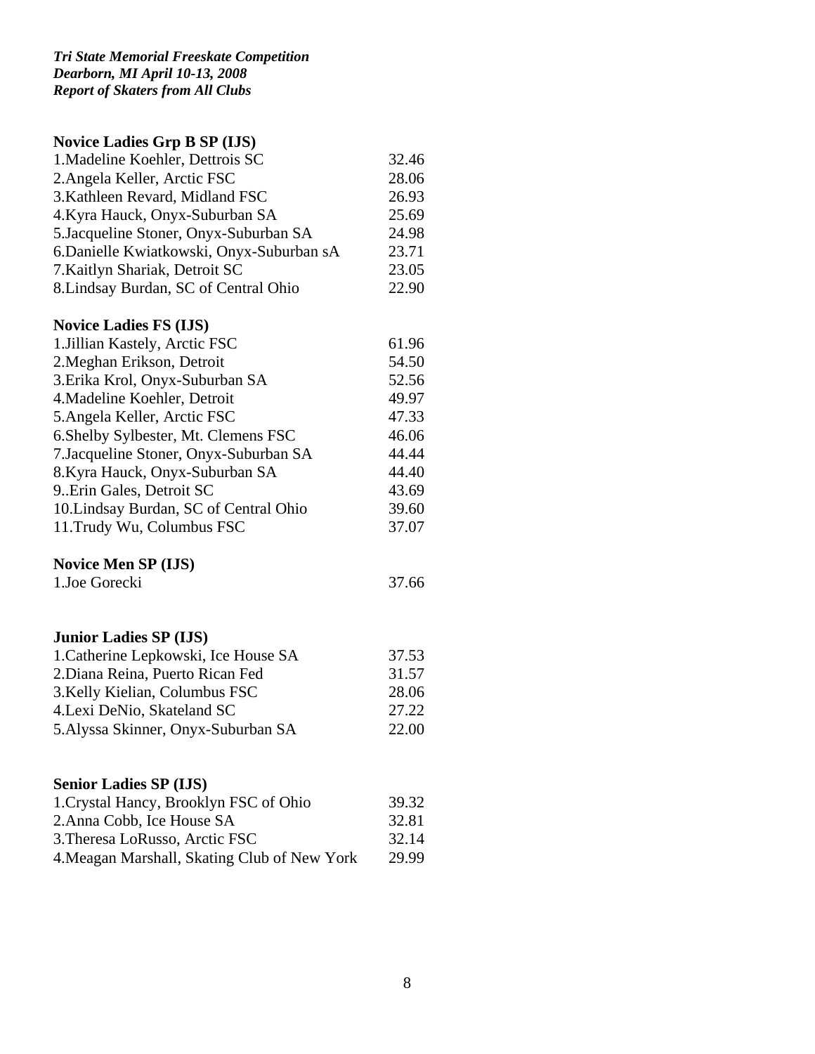*Tri State Memorial Freeskate Competition*
*Dearborn, MI April 10-13, 2008*
*Report of Skaters from All Clubs*

**Novice Ladies Grp B SP (IJS)**

| | |
|---|---|
| 1.Madeline Koehler, Dettrois SC | 32.46 |
| 2.Angela Keller, Arctic FSC | 28.06 |
| 3.Kathleen Revard, Midland FSC | 26.93 |
| 4.Kyra Hauck, Onyx-Suburban SA | 25.69 |
| 5.Jacqueline Stoner, Onyx-Suburban SA | 24.98 |
| 6.Danielle Kwiatkowski, Onyx-Suburban sA | 23.71 |
| 7.Kaitlyn Shariak, Detroit SC | 23.05 |
| 8.Lindsay Burdan, SC of Central Ohio | 22.90 |

**Novice Ladies FS (IJS)**

| | |
|---|---|
| 1.Jillian Kastely, Arctic FSC | 61.96 |
| 2.Meghan Erikson, Detroit | 54.50 |
| 3.Erika Krol, Onyx-Suburban SA | 52.56 |
| 4.Madeline Koehler, Detroit | 49.97 |
| 5.Angela Keller, Arctic FSC | 47.33 |
| 6.Shelby Sylbester, Mt. Clemens FSC | 46.06 |
| 7.Jacqueline Stoner, Onyx-Suburban SA | 44.44 |
| 8.Kyra Hauck, Onyx-Suburban SA | 44.40 |
| 9..Erin Gales, Detroit SC | 43.69 |
| 10.Lindsay Burdan, SC of Central Ohio | 39.60 |
| 11.Trudy Wu, Columbus FSC | 37.07 |

**Novice Men SP (IJS)**

| | |
|---|---|
| 1.Joe Gorecki | 37.66 |

**Junior Ladies SP (IJS)**

| | |
|---|---|
| 1.Catherine Lepkowski, Ice House SA | 37.53 |
| 2.Diana Reina, Puerto Rican Fed | 31.57 |
| 3.Kelly Kielian, Columbus FSC | 28.06 |
| 4.Lexi DeNio, Skateland SC | 27.22 |
| 5.Alyssa Skinner, Onyx-Suburban SA | 22.00 |

**Senior Ladies SP (IJS)**

| | |
|---|---|
| 1.Crystal Hancy, Brooklyn FSC of Ohio | 39.32 |
| 2.Anna Cobb, Ice House SA | 32.81 |
| 3.Theresa LoRusso, Arctic FSC | 32.14 |
| 4.Meagan Marshall, Skating Club of New York | 29.99 |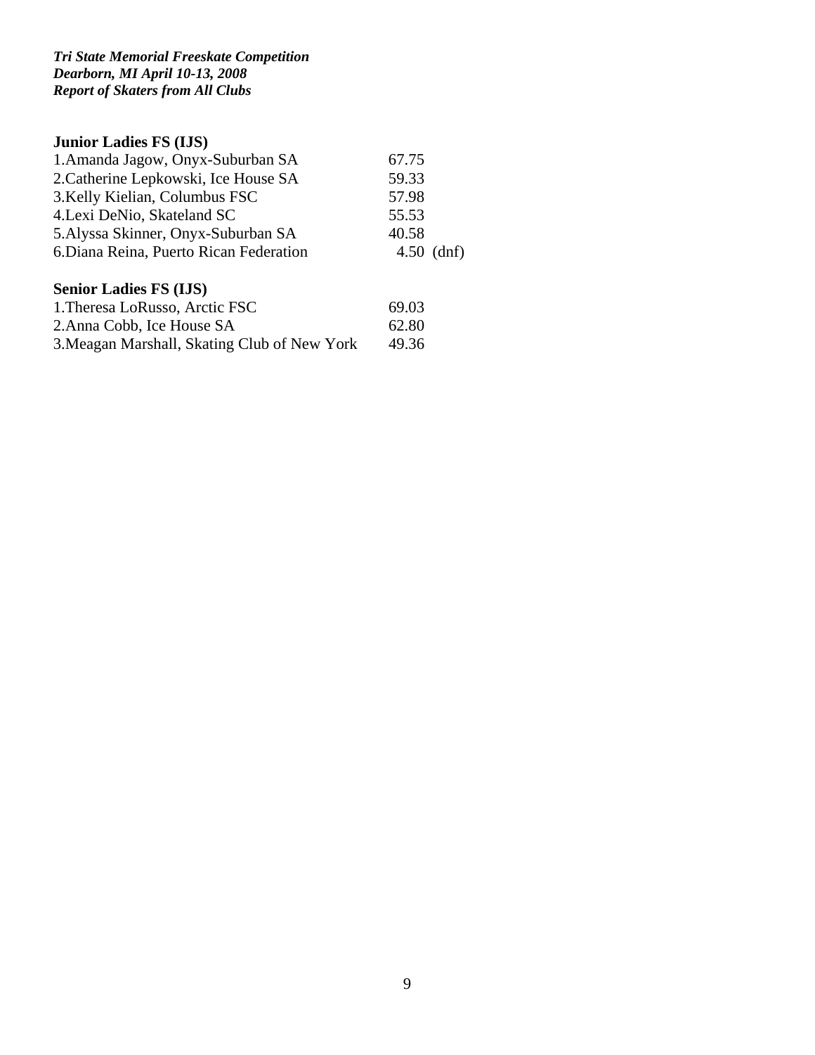*Tri State Memorial Freeskate Competition*
*Dearborn, MI April 10-13, 2008*
*Report of Skaters from All Clubs*

**Junior Ladies FS (IJS)**

| | |
|---|---|
| 1.Amanda Jagow, Onyx-Suburban SA | 67.75 |
| 2.Catherine Lepkowski, Ice House SA | 59.33 |
| 3.Kelly Kielian, Columbus FSC | 57.98 |
| 4.Lexi DeNio, Skateland SC | 55.53 |
| 5.Alyssa Skinner, Onyx-Suburban SA | 40.58 |
| 6.Diana Reina, Puerto Rican Federation | 4.50 (dnf) |

**Senior Ladies FS (IJS)**

| | |
|---|---|
| 1.Theresa LoRusso, Arctic FSC | 69.03 |
| 2.Anna Cobb, Ice House SA | 62.80 |
| 3.Meagan Marshall, Skating Club of New York | 49.36 |